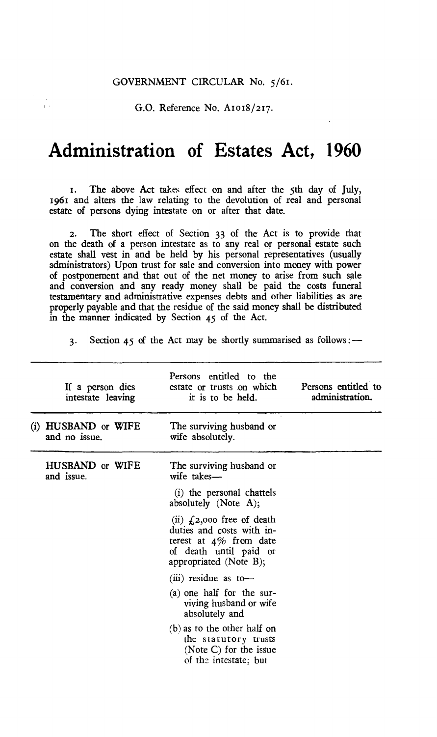GOVERNMENT CIRCULAR No. 5/61.

G.O. Reference No. A1018/217.

# Administration of Estates Act, 1960

1. The above Act takes effect on and after the 5th day of July, 1961 and alters the law relating to the devolution of real and personal estate of persons dying intestate on or after that date.

2. The short effect of Section 33 of the Act is to provide that on the death of a person intestate as to any real or personal estate such estate shall vest in and be held by his personal representatives (usually administrators) Upon trust for sale and conversion into money with power of postponement and that out of the net money to arise from such sale and conversion and any ready money shall be paid the costs funeral testamentary and administrative expenses debts and other liabilities as are properly payable and that the residue of the said money shall be distributed in the manner indicated by Section 45 of the Act.

3. Section 45 of the Act may be shortly summarised as follows:—

| If a person dies intestate leaving | Persons entitled to the estate or trusts on which it is to be held. | Persons entitled to administration. |
|---|---|---|
| (i) HUSBAND or WIFE and no issue. | The surviving husband or wife absolutely. | |
| HUSBAND or WIFE and issue. | The surviving husband or wife takes—<br>(i) the personal chattels absolutely (Note A);<br>(ii) £2,000 free of death duties and costs with interest at 4% from date of death until paid or appropriated (Note B);<br>(iii) residue as to—<br>(a) one half for the surviving husband or wife absolutely and<br>(b) as to the other half on the statutory trusts (Note C) for the issue of the intestate; but | |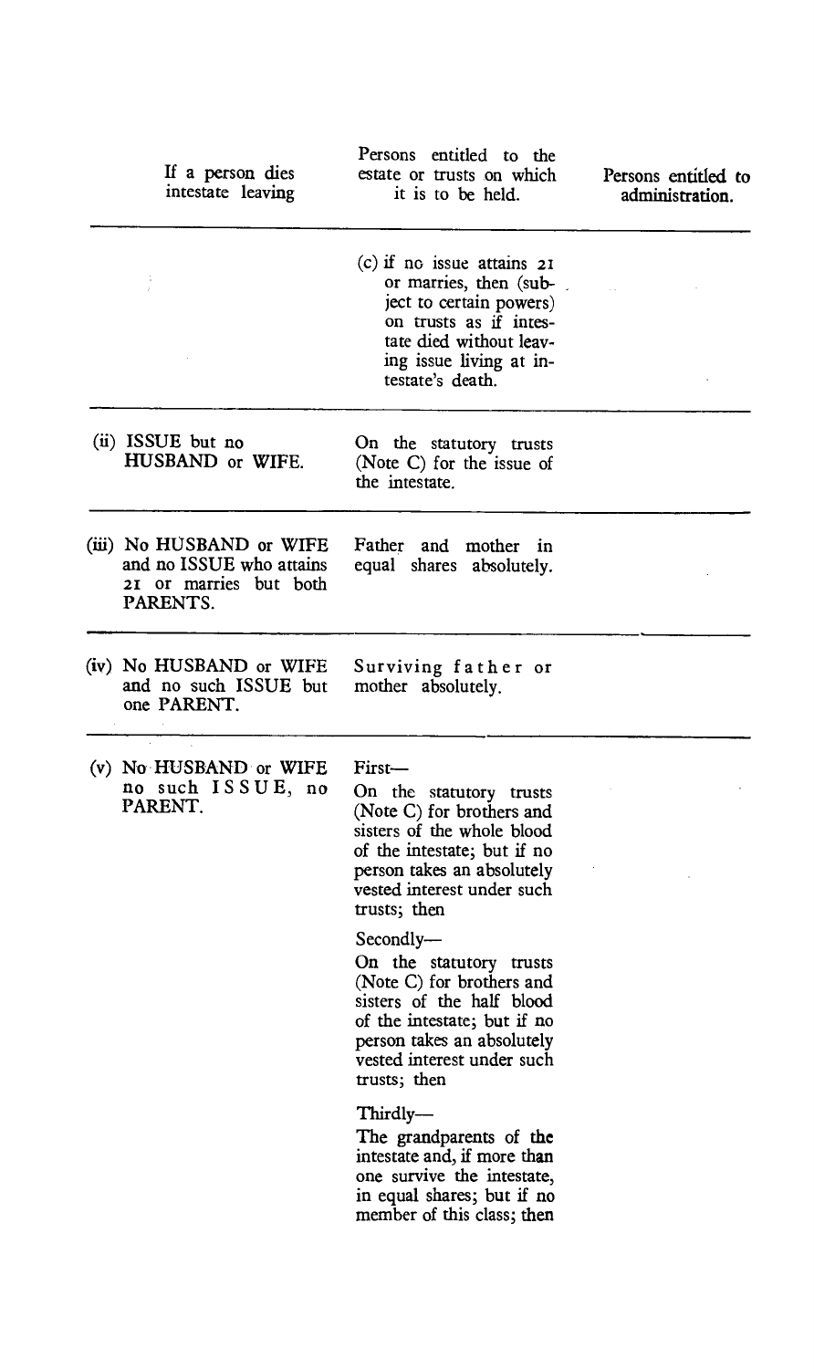| If a person dies intestate leaving | Persons entitled to the estate or trusts on which it is to be held. | Persons entitled to administration. |
| --- | --- | --- |
| | (c) if no issue attains 21 or marries, then (subject to certain powers) on trusts as if intestate died without leaving issue living at intestate's death. | |
| (ii) ISSUE but no HUSBAND or WIFE. | On the statutory trusts (Note C) for the issue of the intestate. | |
| (iii) No HUSBAND or WIFE and no ISSUE who attains 21 or marries but both PARENTS. | Father and mother in equal shares absolutely. | |
| (iv) No HUSBAND or WIFE and no such ISSUE but one PARENT. | Surviving father or mother absolutely. | |
| (v) No HUSBAND or WIFE no such ISSUE, no PARENT. | First— On the statutory trusts (Note C) for brothers and sisters of the whole blood of the intestate; but if no person takes an absolutely vested interest under such trusts; then<br><br>Secondly— On the statutory trusts (Note C) for brothers and sisters of the half blood of the intestate; but if no person takes an absolutely vested interest under such trusts; then<br><br>Thirdly— The grandparents of the intestate and, if more than one survive the intestate, in equal shares; but if no member of this class; then | |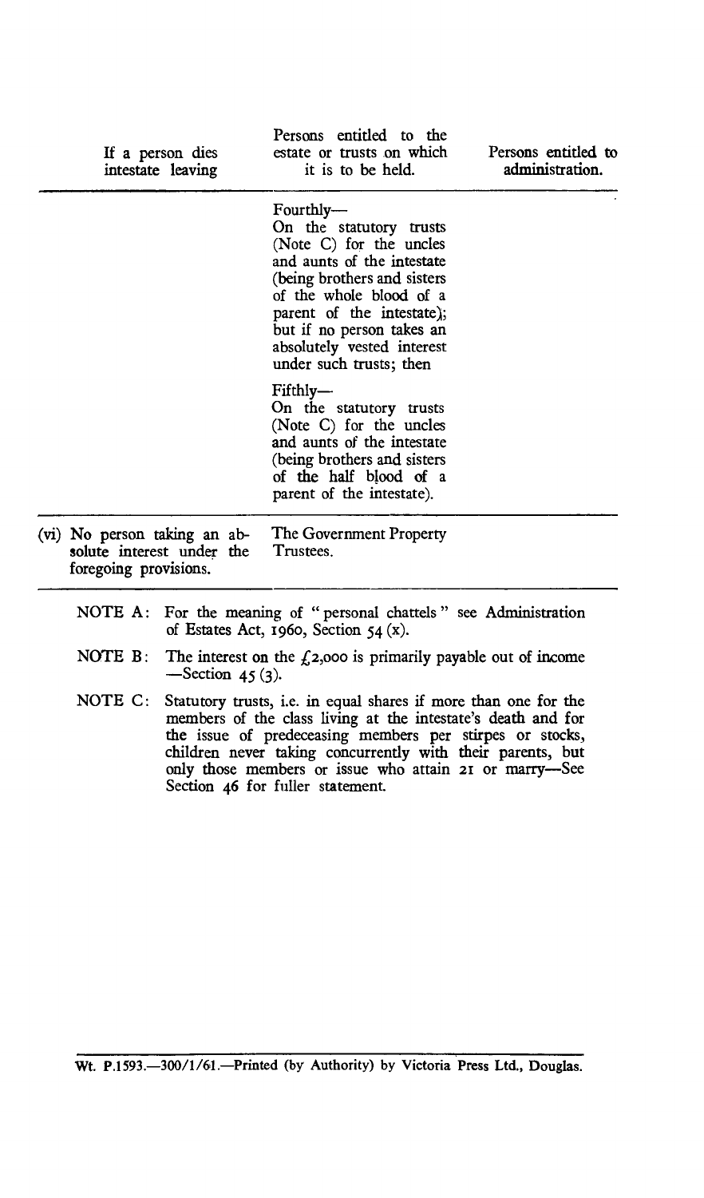| If a person dies intestate leaving | Persons entitled to the estate or trusts on which it is to be held. | Persons entitled to administration. |
|---|---|---|
| | Fourthly—<br>On the statutory trusts (Note C) for the uncles and aunts of the intestate (being brothers and sisters of the whole blood of a parent of the intestate); but if no person takes an absolutely vested interest under such trusts; then<br><br>Fifthly—<br>On the statutory trusts (Note C) for the uncles and aunts of the intestate (being brothers and sisters of the half blood of a parent of the intestate). | |
| (vi) No person taking an absolute interest under the foregoing provisions. | The Government Property Trustees. | |

NOTE A: For the meaning of "personal chattels" see Administration of Estates Act, 1960, Section 54 (x).

NOTE B: The interest on the £2,000 is primarily payable out of income —Section 45 (3).

NOTE C: Statutory trusts, i.e. in equal shares if more than one for the members of the class living at the intestate's death and for the issue of predeceasing members per stirpes or stocks, children never taking concurrently with their parents, but only those members or issue who attain 21 or marry—See Section 46 for fuller statement.

Wt. P.1593.—300/1/61.—Printed (by Authority) by Victoria Press Ltd., Douglas.